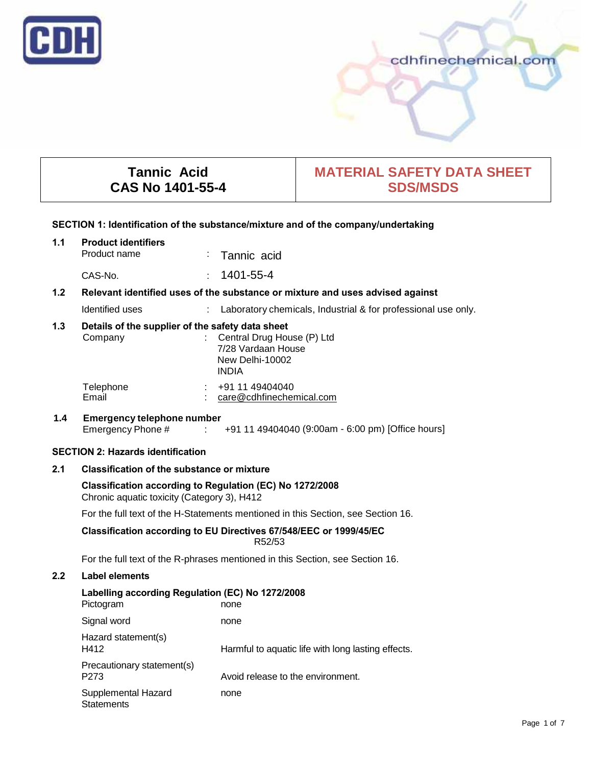CDH

cdhfinechemical.com

| Tannic Acid<br>CAS No 1401-55-4 | MATERIAL SAFETY DATA SHEET<br>SDS/MSDS |
|---|---|

## SECTION 1: Identification of the substance/mixture and of the company/undertaking

### 1.1 Product identifiers

Product name : Tannic acid

CAS-No. : 1401-55-4

### 1.2 Relevant identified uses of the substance or mixture and uses advised against

Identified uses : Laboratory chemicals, Industrial & for professional use only.

### 1.3 Details of the supplier of the safety data sheet

Company : Central Drug House (P) Ltd
7/28 Vardaan House
New Delhi-10002
INDIA

Telephone : +91 11 49404040
Email : care@cdhfinechemical.com

### 1.4 Emergency telephone number

Emergency Phone # : +91 11 49404040 (9:00am - 6:00 pm) [Office hours]

## SECTION 2: Hazards identification

### 2.1 Classification of the substance or mixture

**Classification according to Regulation (EC) No 1272/2008**
Chronic aquatic toxicity (Category 3), H412

For the full text of the H-Statements mentioned in this Section, see Section 16.

**Classification according to EU Directives 67/548/EEC or 1999/45/EC**
R52/53

For the full text of the R-phrases mentioned in this Section, see Section 16.

### 2.2 Label elements

**Labelling according Regulation (EC) No 1272/2008**

Pictogram none

Signal word none

Hazard statement(s)
H412 Harmful to aquatic life with long lasting effects.

Precautionary statement(s)
P273 Avoid release to the environment.

Supplemental Hazard Statements none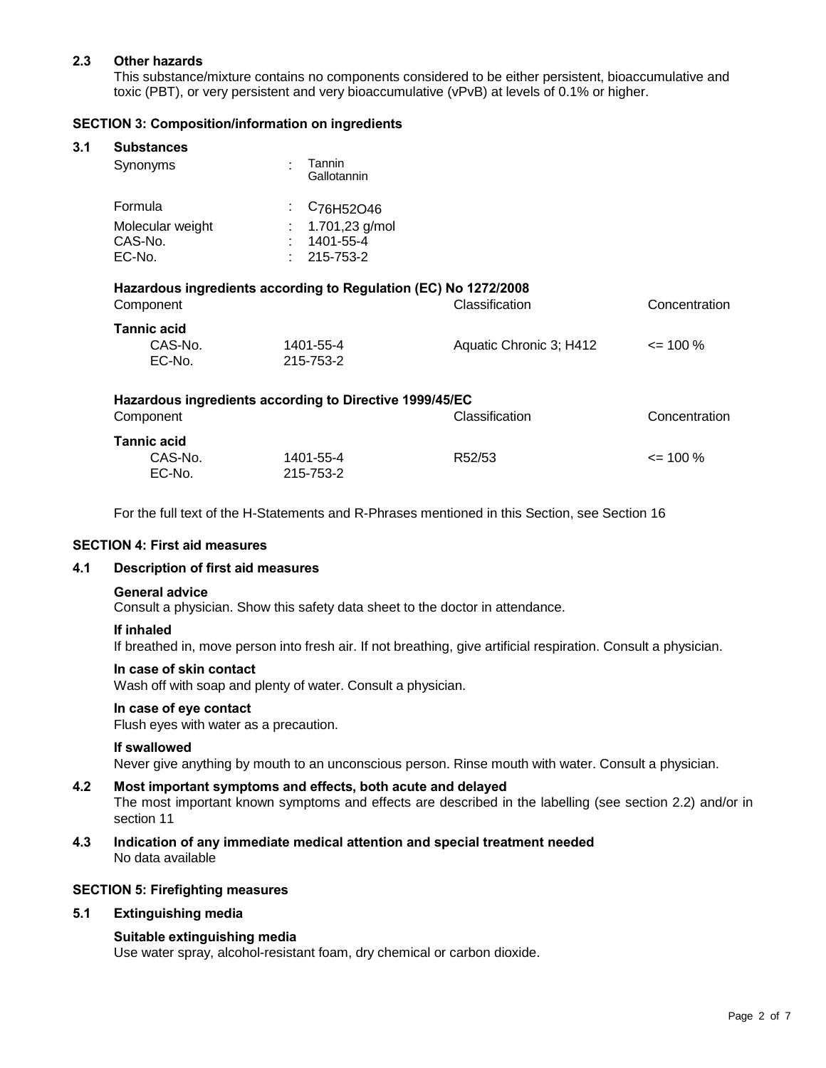### 2.3 Other hazards

This substance/mixture contains no components considered to be either persistent, bioaccumulative and toxic (PBT), or very persistent and very bioaccumulative (vPvB) at levels of 0.1% or higher.

## SECTION 3: Composition/information on ingredients

### 3.1 Substances

| | | |
|---|---|---|
| Synonyms | : | Tannin<br>Gallotannin |
| Formula | : | $C_{76}H_{52}O_{46}$ |
| Molecular weight | : | 1.701,23 g/mol |
| CAS-No. | : | 1401-55-4 |
| EC-No. | : | 215-753-2 |

**Hazardous ingredients according to Regulation (EC) No 1272/2008**

| Component | | Classification | Concentration |
|---|---|---|---|
| **Tannic acid** | | | |
| CAS-No.<br>EC-No. | 1401-55-4<br>215-753-2 | Aquatic Chronic 3; H412 | <= 100 % |

**Hazardous ingredients according to Directive 1999/45/EC**

| Component | | Classification | Concentration |
|---|---|---|---|
| **Tannic acid** | | | |
| CAS-No.<br>EC-No. | 1401-55-4<br>215-753-2 | R52/53 | <= 100 % |

For the full text of the H-Statements and R-Phrases mentioned in this Section, see Section 16

## SECTION 4: First aid measures

### 4.1 Description of first aid measures

**General advice**

Consult a physician. Show this safety data sheet to the doctor in attendance.

**If inhaled**

If breathed in, move person into fresh air. If not breathing, give artificial respiration. Consult a physician.

**In case of skin contact**

Wash off with soap and plenty of water. Consult a physician.

**In case of eye contact**

Flush eyes with water as a precaution.

**If swallowed**

Never give anything by mouth to an unconscious person. Rinse mouth with water. Consult a physician.

### 4.2 Most important symptoms and effects, both acute and delayed

The most important known symptoms and effects are described in the labelling (see section 2.2) and/or in section 11

### 4.3 Indication of any immediate medical attention and special treatment needed

No data available

## SECTION 5: Firefighting measures

### 5.1 Extinguishing media

**Suitable extinguishing media**

Use water spray, alcohol-resistant foam, dry chemical or carbon dioxide.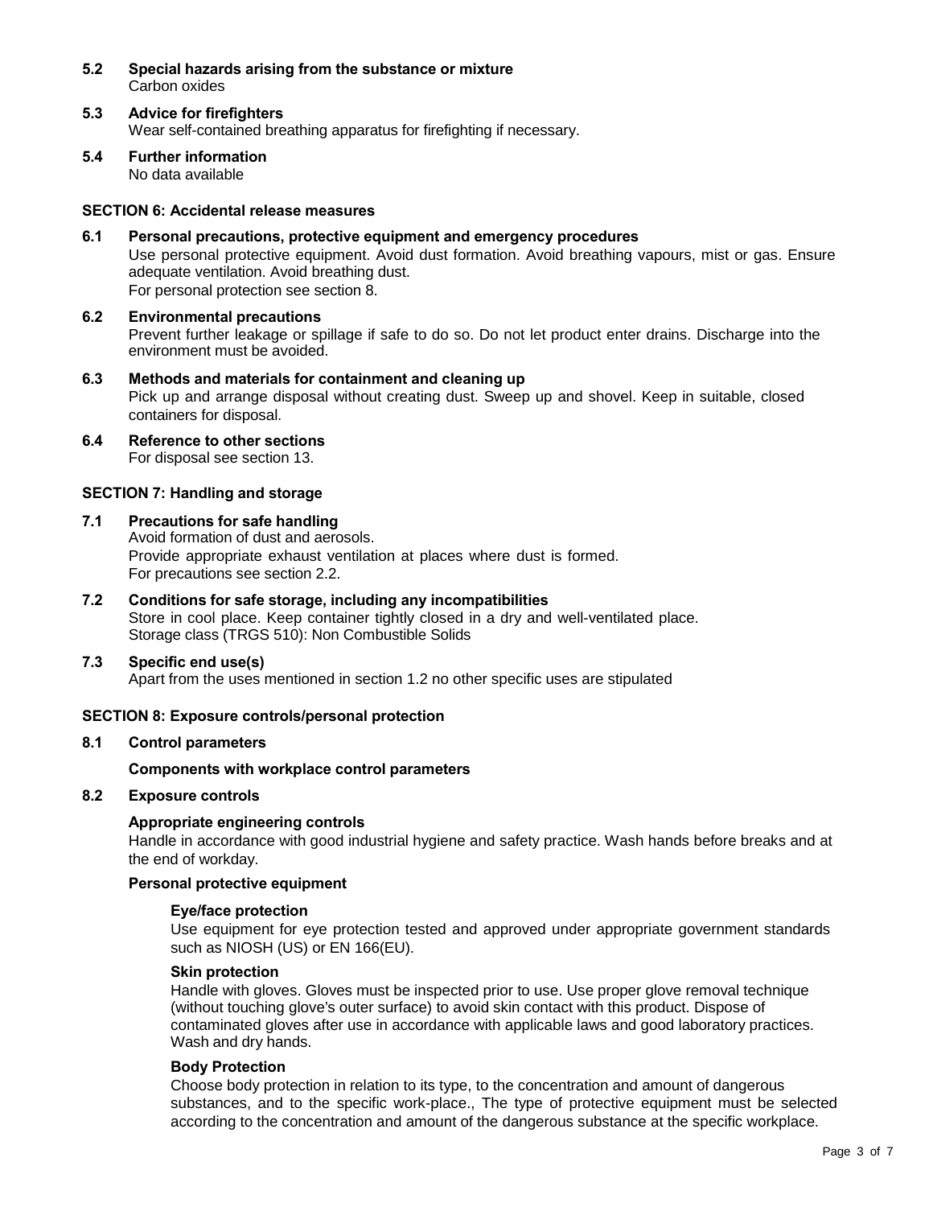**5.2 Special hazards arising from the substance or mixture**
Carbon oxides

**5.3 Advice for firefighters**
Wear self-contained breathing apparatus for firefighting if necessary.

**5.4 Further information**
No data available

## SECTION 6: Accidental release measures

**6.1 Personal precautions, protective equipment and emergency procedures**
Use personal protective equipment. Avoid dust formation. Avoid breathing vapours, mist or gas. Ensure adequate ventilation. Avoid breathing dust.
For personal protection see section 8.

**6.2 Environmental precautions**
Prevent further leakage or spillage if safe to do so. Do not let product enter drains. Discharge into the environment must be avoided.

**6.3 Methods and materials for containment and cleaning up**
Pick up and arrange disposal without creating dust. Sweep up and shovel. Keep in suitable, closed containers for disposal.

**6.4 Reference to other sections**
For disposal see section 13.

## SECTION 7: Handling and storage

**7.1 Precautions for safe handling**
Avoid formation of dust and aerosols.
Provide appropriate exhaust ventilation at places where dust is formed.
For precautions see section 2.2.

**7.2 Conditions for safe storage, including any incompatibilities**
Store in cool place. Keep container tightly closed in a dry and well-ventilated place.
Storage class (TRGS 510): Non Combustible Solids

**7.3 Specific end use(s)**
Apart from the uses mentioned in section 1.2 no other specific uses are stipulated

## SECTION 8: Exposure controls/personal protection

**8.1 Control parameters**

**Components with workplace control parameters**

**8.2 Exposure controls**

**Appropriate engineering controls**
Handle in accordance with good industrial hygiene and safety practice. Wash hands before breaks and at the end of workday.

**Personal protective equipment**

**Eye/face protection**
Use equipment for eye protection tested and approved under appropriate government standards such as NIOSH (US) or EN 166(EU).

**Skin protection**
Handle with gloves. Gloves must be inspected prior to use. Use proper glove removal technique (without touching glove's outer surface) to avoid skin contact with this product. Dispose of contaminated gloves after use in accordance with applicable laws and good laboratory practices. Wash and dry hands.

**Body Protection**
Choose body protection in relation to its type, to the concentration and amount of dangerous substances, and to the specific work-place., The type of protective equipment must be selected according to the concentration and amount of the dangerous substance at the specific workplace.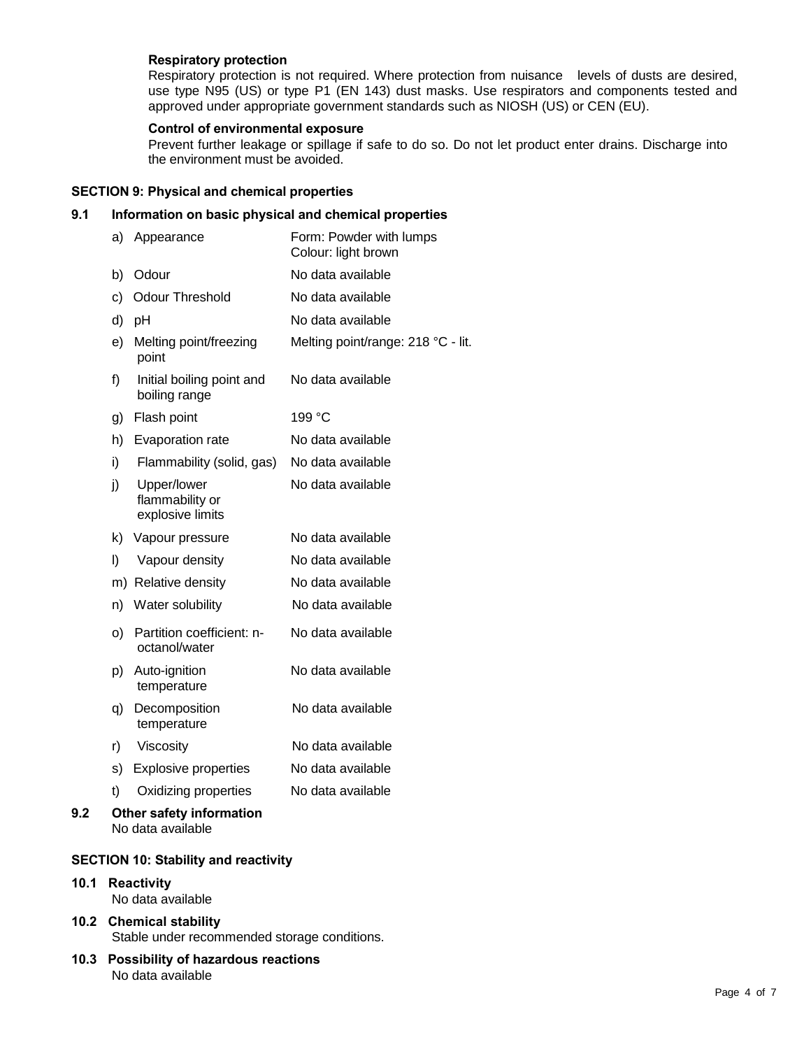**Respiratory protection**

Respiratory protection is not required. Where protection from nuisance levels of dusts are desired, use type N95 (US) or type P1 (EN 143) dust masks. Use respirators and components tested and approved under appropriate government standards such as NIOSH (US) or CEN (EU).

**Control of environmental exposure**

Prevent further leakage or spillage if safe to do so. Do not let product enter drains. Discharge into the environment must be avoided.

## SECTION 9: Physical and chemical properties

### 9.1 Information on basic physical and chemical properties

| | | |
|---|---|---|
| a) | Appearance | Form: Powder with lumps<br>Colour: light brown |
| b) | Odour | No data available |
| c) | Odour Threshold | No data available |
| d) | pH | No data available |
| e) | Melting point/freezing point | Melting point/range: 218 °C - lit. |
| f) | Initial boiling point and boiling range | No data available |
| g) | Flash point | 199 °C |
| h) | Evaporation rate | No data available |
| i) | Flammability (solid, gas) | No data available |
| j) | Upper/lower flammability or explosive limits | No data available |
| k) | Vapour pressure | No data available |
| l) | Vapour density | No data available |
| m) | Relative density | No data available |
| n) | Water solubility | No data available |
| o) | Partition coefficient: n-octanol/water | No data available |
| p) | Auto-ignition temperature | No data available |
| q) | Decomposition temperature | No data available |
| r) | Viscosity | No data available |
| s) | Explosive properties | No data available |
| t) | Oxidizing properties | No data available |

### 9.2 Other safety information

No data available

## SECTION 10: Stability and reactivity

### 10.1 Reactivity

No data available

### 10.2 Chemical stability

Stable under recommended storage conditions.

### 10.3 Possibility of hazardous reactions

No data available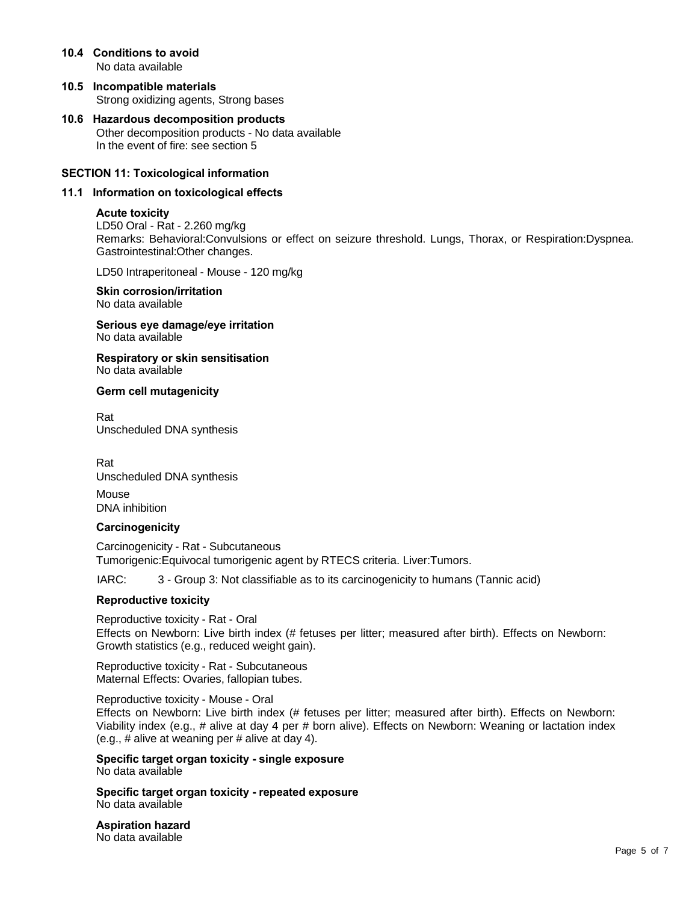### 10.4 Conditions to avoid

No data available

### 10.5 Incompatible materials

Strong oxidizing agents, Strong bases

### 10.6 Hazardous decomposition products

Other decomposition products - No data available
In the event of fire: see section 5

## SECTION 11: Toxicological information

### 11.1 Information on toxicological effects

**Acute toxicity**

LD50 Oral - Rat - 2.260 mg/kg
Remarks: Behavioral:Convulsions or effect on seizure threshold. Lungs, Thorax, or Respiration:Dyspnea. Gastrointestinal:Other changes.

LD50 Intraperitoneal - Mouse - 120 mg/kg

**Skin corrosion/irritation**
No data available

**Serious eye damage/eye irritation**
No data available

**Respiratory or skin sensitisation**
No data available

**Germ cell mutagenicity**

Rat
Unscheduled DNA synthesis

Rat
Unscheduled DNA synthesis

Mouse
DNA inhibition

**Carcinogenicity**

Carcinogenicity - Rat - Subcutaneous
Tumorigenic:Equivocal tumorigenic agent by RTECS criteria. Liver:Tumors.

IARC: 3 - Group 3: Not classifiable as to its carcinogenicity to humans (Tannic acid)

**Reproductive toxicity**

Reproductive toxicity - Rat - Oral
Effects on Newborn: Live birth index (# fetuses per litter; measured after birth). Effects on Newborn: Growth statistics (e.g., reduced weight gain).

Reproductive toxicity - Rat - Subcutaneous
Maternal Effects: Ovaries, fallopian tubes.

Reproductive toxicity - Mouse - Oral
Effects on Newborn: Live birth index (# fetuses per litter; measured after birth). Effects on Newborn: Viability index (e.g., # alive at day 4 per # born alive). Effects on Newborn: Weaning or lactation index (e.g., # alive at weaning per # alive at day 4).

**Specific target organ toxicity - single exposure**
No data available

**Specific target organ toxicity - repeated exposure**
No data available

**Aspiration hazard**
No data available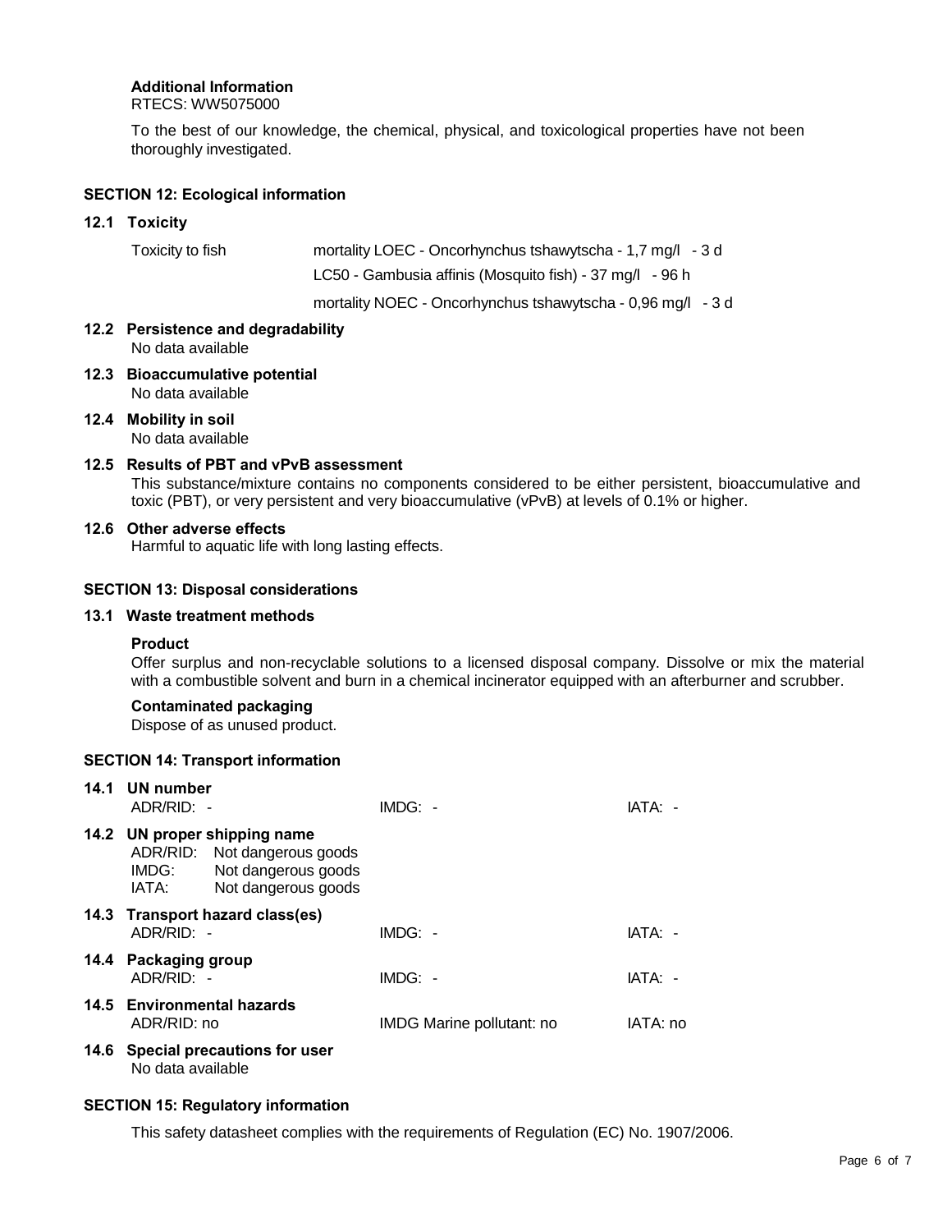**Additional Information**

RTECS: WW5075000

To the best of our knowledge, the chemical, physical, and toxicological properties have not been thoroughly investigated.

## SECTION 12: Ecological information

### 12.1 Toxicity

| | |
|---|---|
| Toxicity to fish | mortality LOEC - Oncorhynchus tshawytscha - 1,7 mg/l - 3 d |
| | LC50 - Gambusia affinis (Mosquito fish) - 37 mg/l - 96 h |
| | mortality NOEC - Oncorhynchus tshawytscha - 0,96 mg/l - 3 d |

### 12.2 Persistence and degradability

No data available

### 12.3 Bioaccumulative potential

No data available

### 12.4 Mobility in soil

No data available

### 12.5 Results of PBT and vPvB assessment

This substance/mixture contains no components considered to be either persistent, bioaccumulative and toxic (PBT), or very persistent and very bioaccumulative (vPvB) at levels of 0.1% or higher.

### 12.6 Other adverse effects

Harmful to aquatic life with long lasting effects.

## SECTION 13: Disposal considerations

### 13.1 Waste treatment methods

**Product**

Offer surplus and non-recyclable solutions to a licensed disposal company. Dissolve or mix the material with a combustible solvent and burn in a chemical incinerator equipped with an afterburner and scrubber.

**Contaminated packaging**

Dispose of as unused product.

## SECTION 14: Transport information

### 14.1 UN number

| | | |
|---|---|---|
| ADR/RID: - | IMDG: - | IATA: - |

### 14.2 UN proper shipping name

ADR/RID: Not dangerous goods
IMDG: Not dangerous goods
IATA: Not dangerous goods

### 14.3 Transport hazard class(es)

| | | |
|---|---|---|
| ADR/RID: - | IMDG: - | IATA: - |

### 14.4 Packaging group

| | | |
|---|---|---|
| ADR/RID: - | IMDG: - | IATA: - |

### 14.5 Environmental hazards

| | | |
|---|---|---|
| ADR/RID: no | IMDG Marine pollutant: no | IATA: no |

### 14.6 Special precautions for user

No data available

## SECTION 15: Regulatory information

This safety datasheet complies with the requirements of Regulation (EC) No. 1907/2006.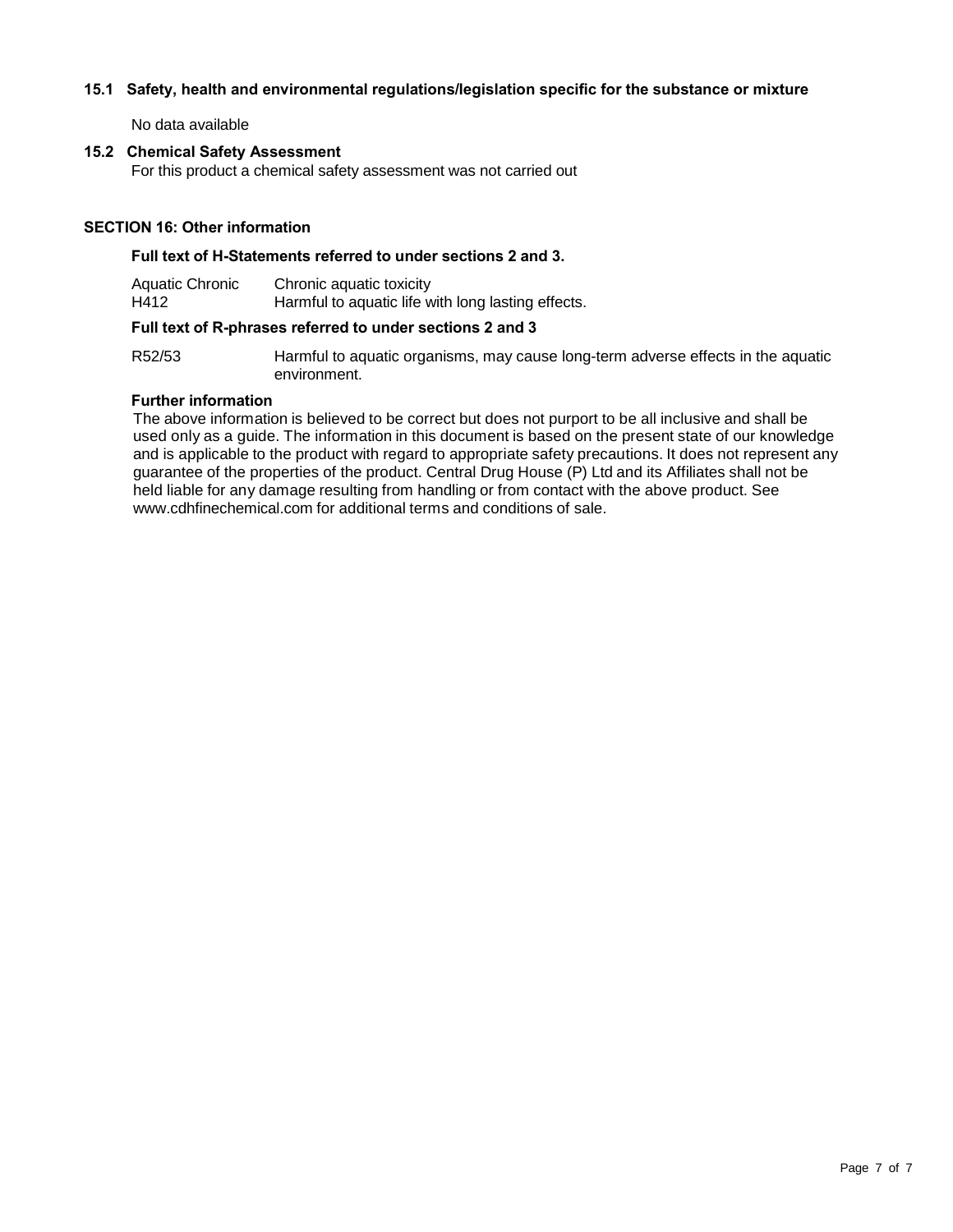### 15.1 Safety, health and environmental regulations/legislation specific for the substance or mixture

No data available

### 15.2 Chemical Safety Assessment

For this product a chemical safety assessment was not carried out

## SECTION 16: Other information

### Full text of H-Statements referred to under sections 2 and 3.

| | |
|---|---|
| Aquatic Chronic | Chronic aquatic toxicity |
| H412 | Harmful to aquatic life with long lasting effects. |

### Full text of R-phrases referred to under sections 2 and 3

| | |
|---|---|
| R52/53 | Harmful to aquatic organisms, may cause long-term adverse effects in the aquatic environment. |

### Further information

The above information is believed to be correct but does not purport to be all inclusive and shall be used only as a guide. The information in this document is based on the present state of our knowledge and is applicable to the product with regard to appropriate safety precautions. It does not represent any guarantee of the properties of the product. Central Drug House (P) Ltd and its Affiliates shall not be held liable for any damage resulting from handling or from contact with the above product. See www.cdhfinechemical.com for additional terms and conditions of sale.